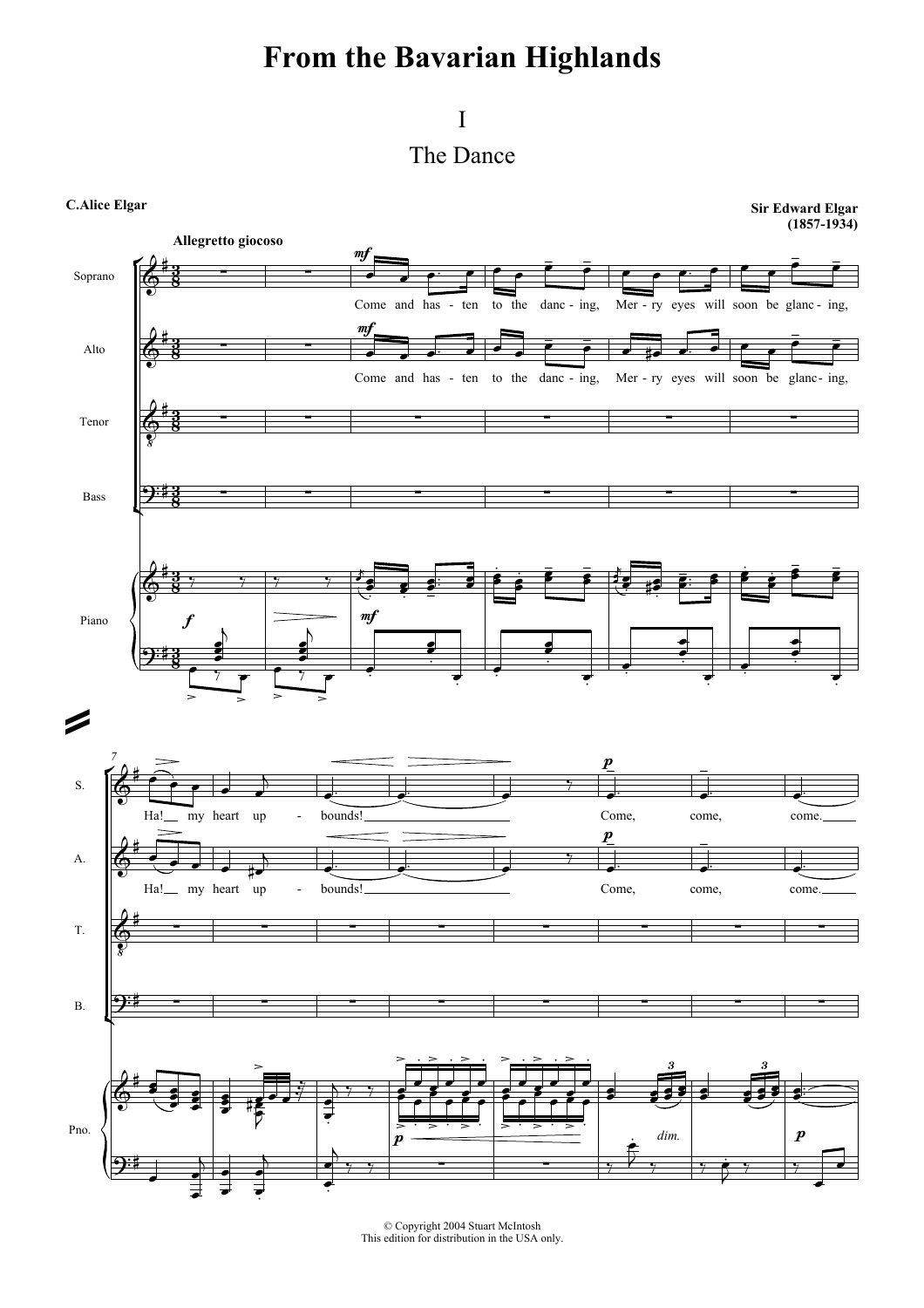# From the Bavarian Highlands

## I

## The Dance

**C.Alice Elgar**

**Sir Edward Elgar (1857-1934)**

**Allegretto giocoso**

Come and has - ten to the danc - ing, Mer - ry eyes will soon be glanc - ing,

Ha! my heart up - bounds! Come, come, come.

© Copyright 2004 Stuart McIntosh
This edition for distribution in the USA only.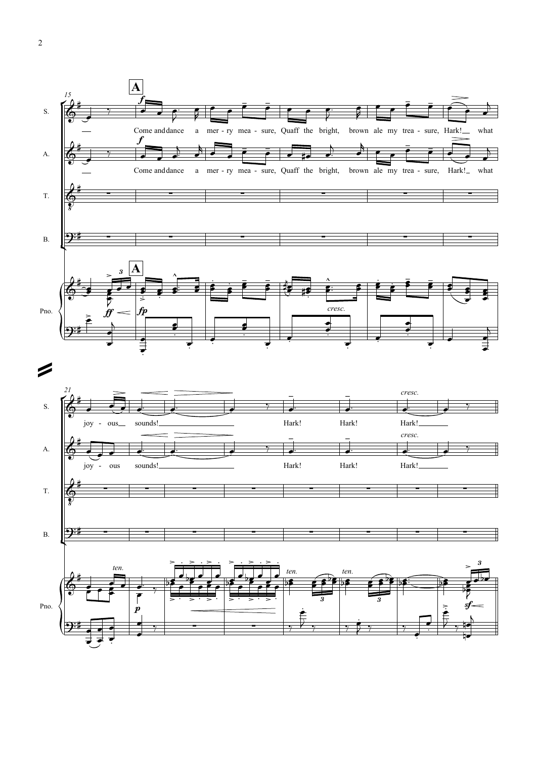**A**

S. Come and dance a mer - ry mea - sure, Quaff the bright, brown ale my trea - sure, Hark! what joy - ous sounds! Hark! Hark! Hark!

A. Come and dance a mer - ry mea - sure, Quaff the bright, brown ale my trea - sure, Hark! what joy - ous sounds! Hark! Hark! Hark!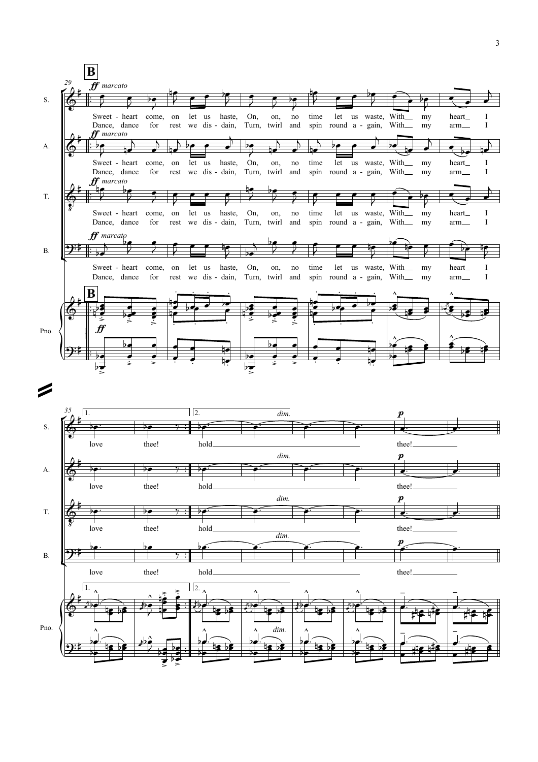**B**

*ff marcato*

S. / A. / T. / B.

Sweet - heart come, on let us haste, On, on, no time let us waste, With__ my heart__ I
Dance, dance for rest we dis - dain, Turn, twirl and spin round a - gain, With__ my arm__ I

Pno. *ff*

1. love thee!

2. hold________________________________ thee!__________

*dim.* *p*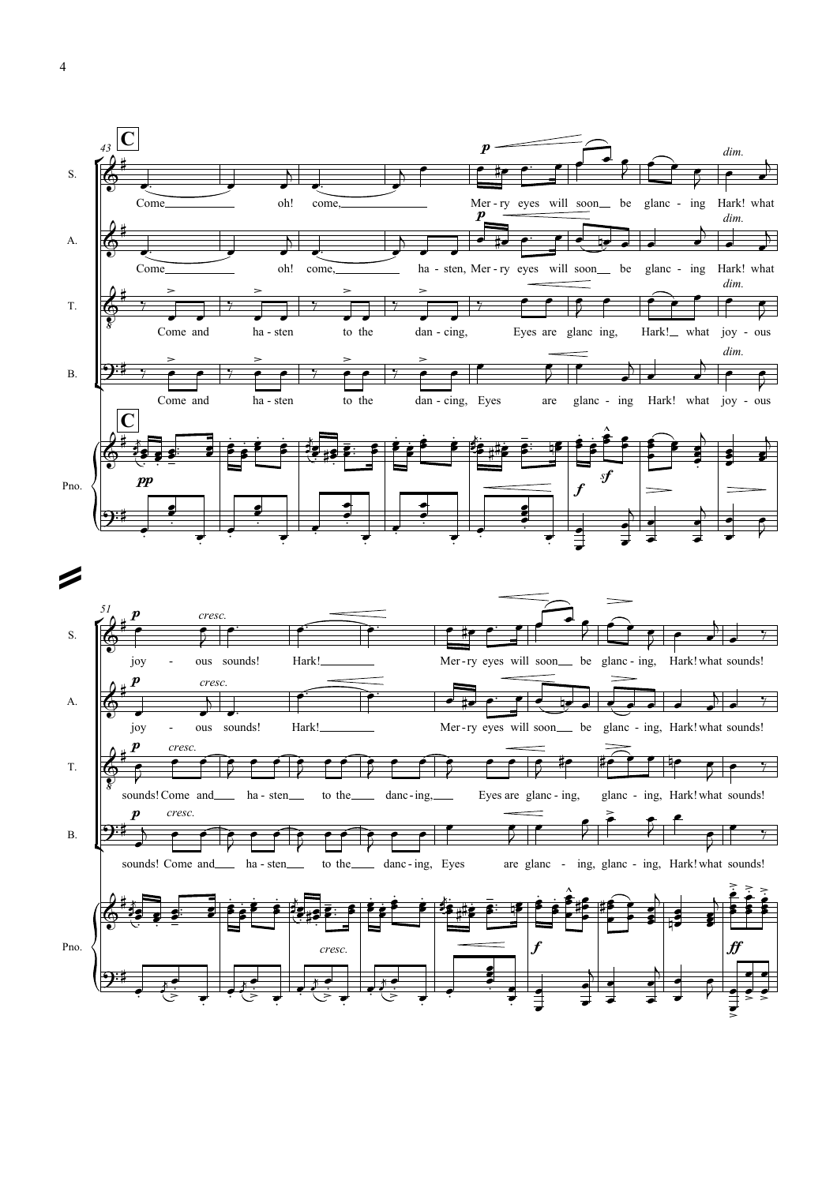**C**

S. Come oh! come, Mer - ry eyes will soon be glanc - ing Hark! what joy - ous sounds! Hark! Mer - ry eyes will soon be glanc - ing, Hark! what sounds!

A. Come oh! come, ha - sten, Mer - ry eyes will soon be glanc - ing Hark! what joy - ous sounds! Hark! Mer - ry eyes will soon be glanc - ing, Hark! what sounds!

T. Come and ha - sten to the dan - cing, Eyes are glanc ing, Hark! what joy - ous sounds! Come and ha - sten to the danc - ing, Eyes are glanc - ing, glanc - ing, Hark! what sounds!

B. Come and ha - sten to the dan - cing, Eyes are glanc - ing Hark! what joy - ous sounds! Come and ha - sten to the danc - ing, Eyes are glanc - ing, glanc - ing, Hark! what sounds!

Pno.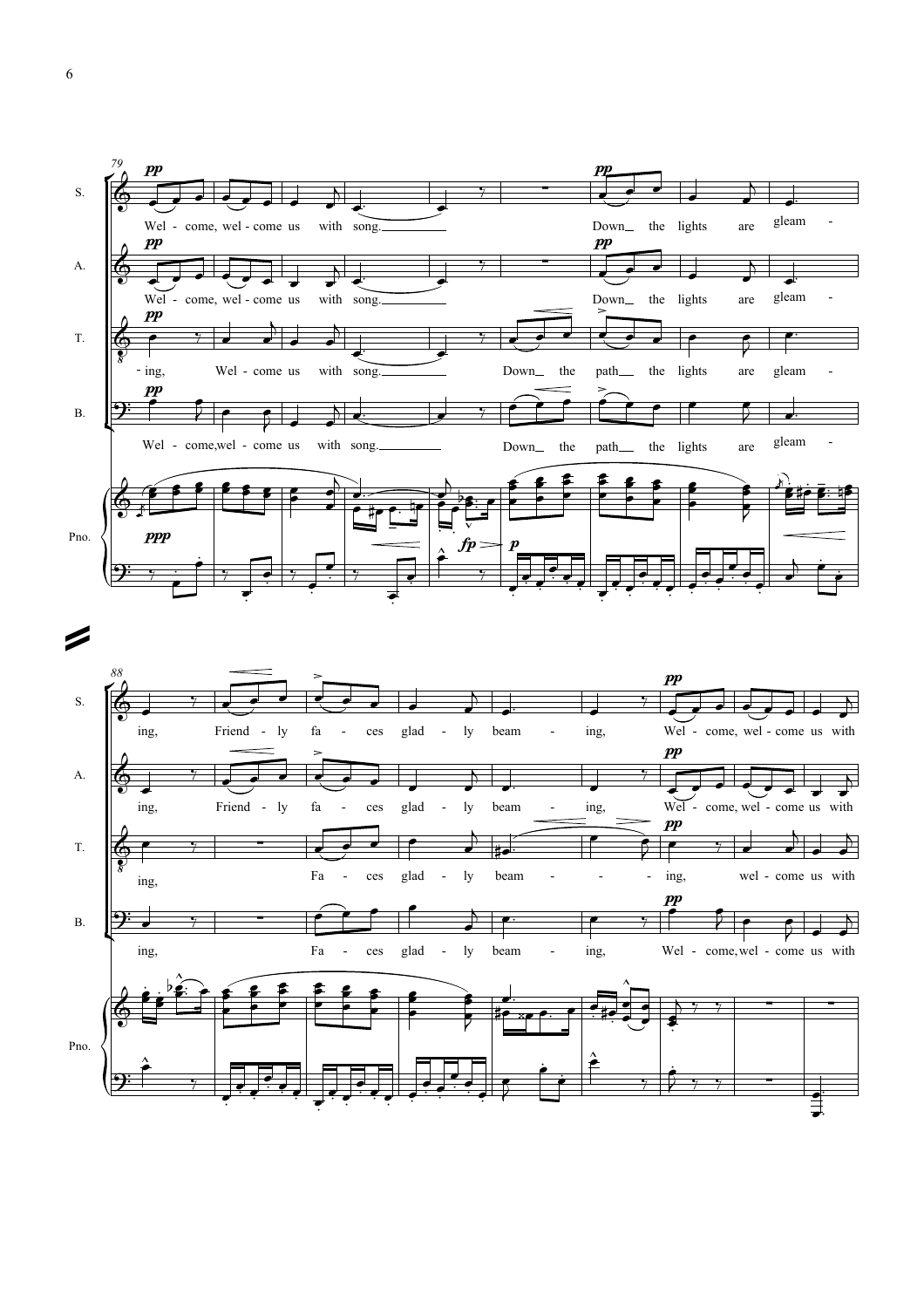S.

Wel - come, wel - come us with song. Down the lights are gleam - ing, Friend - ly fa - ces glad - ly beam - ing, Wel - come, wel - come us with

A.

Wel - come, wel - come us with song. Down the lights are gleam - ing, Friend - ly fa - ces glad - ly beam - ing, Wel - come, wel - come us with

T.

- ing, Wel - come us with song. Down the path the lights are gleam - ing, Fa - ces glad - ly beam - ing, wel - come us with

B.

Wel - come, wel - come us with song. Down the path the lights are gleam - ing, Fa - ces glad - ly beam - ing, Wel - come, wel - come us with

Pno.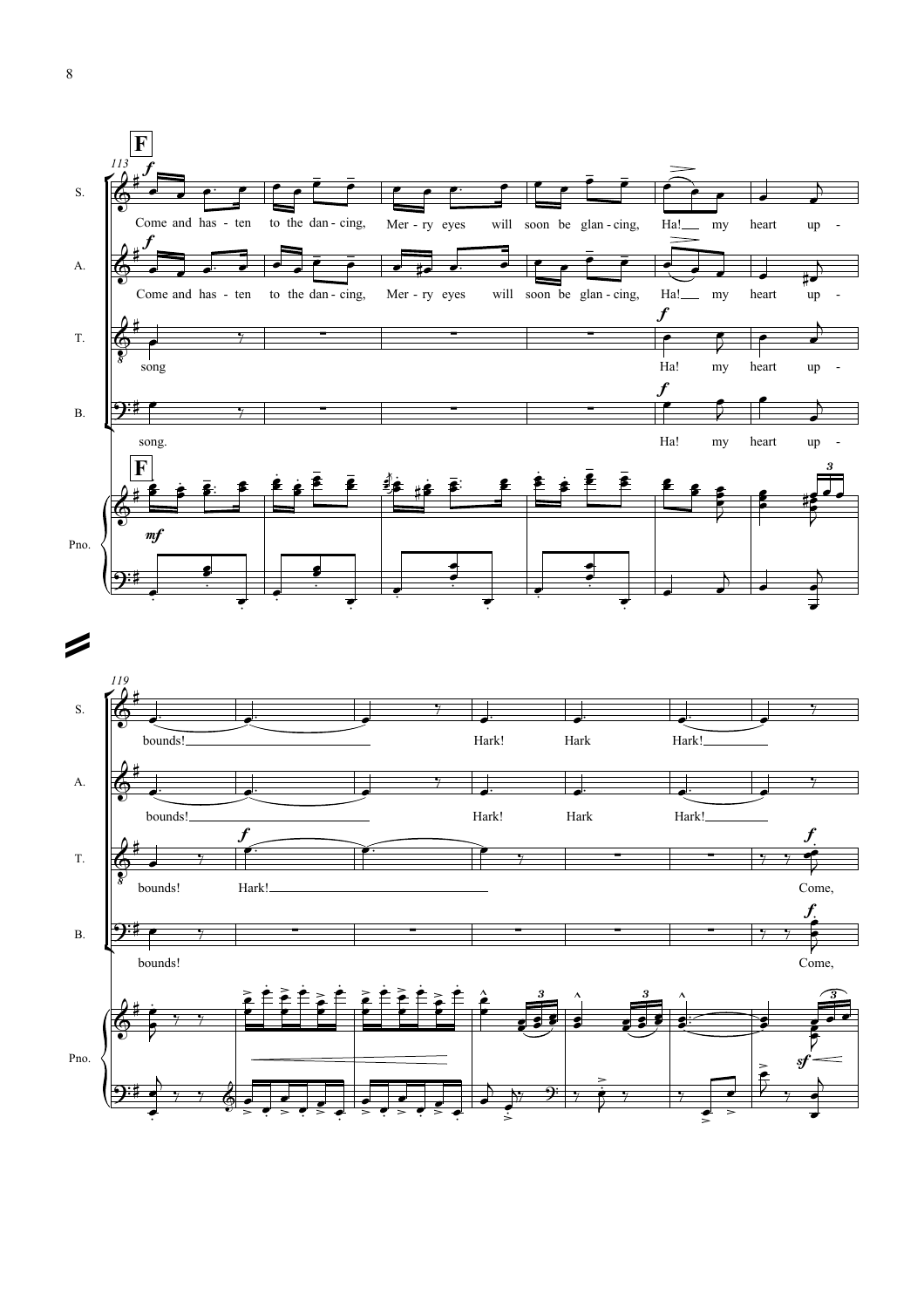**F**

113

S.: Come and has - ten to the dan - cing, Mer - ry eyes will soon be glan - cing, Ha! my heart up -

A.: Come and has - ten to the dan - cing, Mer - ry eyes will soon be glan - cing, Ha! my heart up -

T.: song Ha! my heart up -

B.: song. Ha! my heart up -

Pno.

119

S.: bounds! Hark! Hark Hark!

A.: bounds! Hark! Hark Hark!

T.: bounds! Hark! Come,

B.: bounds! Come,

Pno.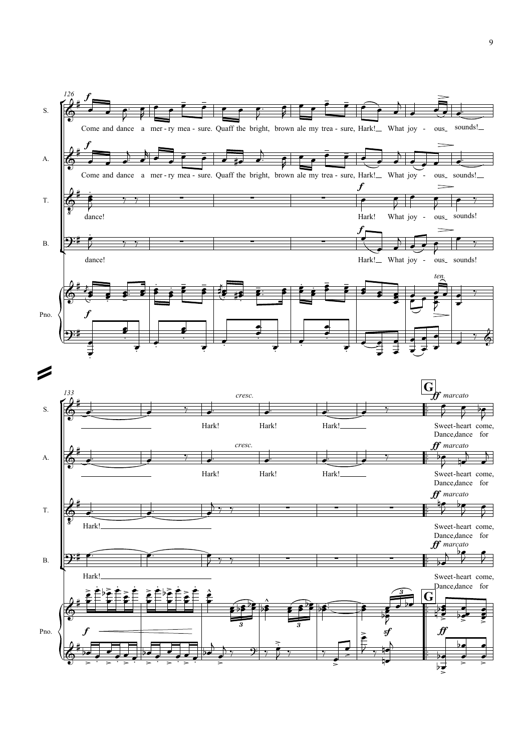126

S. Come and dance a mer - ry mea - sure. Quaff the bright, brown ale my trea - sure, Hark! What joy - ous sounds!

A. Come and dance a mer - ry mea - sure. Quaff the bright, brown ale my trea - sure, Hark! What joy - ous sounds!

T. dance! Hark! What joy - ous sounds!

B. dance! Hark! What joy - ous sounds!

Pno.

133

**G**

S. Hark! Hark! Hark! Hark! Sweet-heart come, Dance, dance for

A. Hark! Hark! Hark! Sweet-heart come, Dance, dance for

T. Hark! Sweet-heart come, Dance, dance for

B. Hark! Sweet-heart come, Dance, dance for

Pno.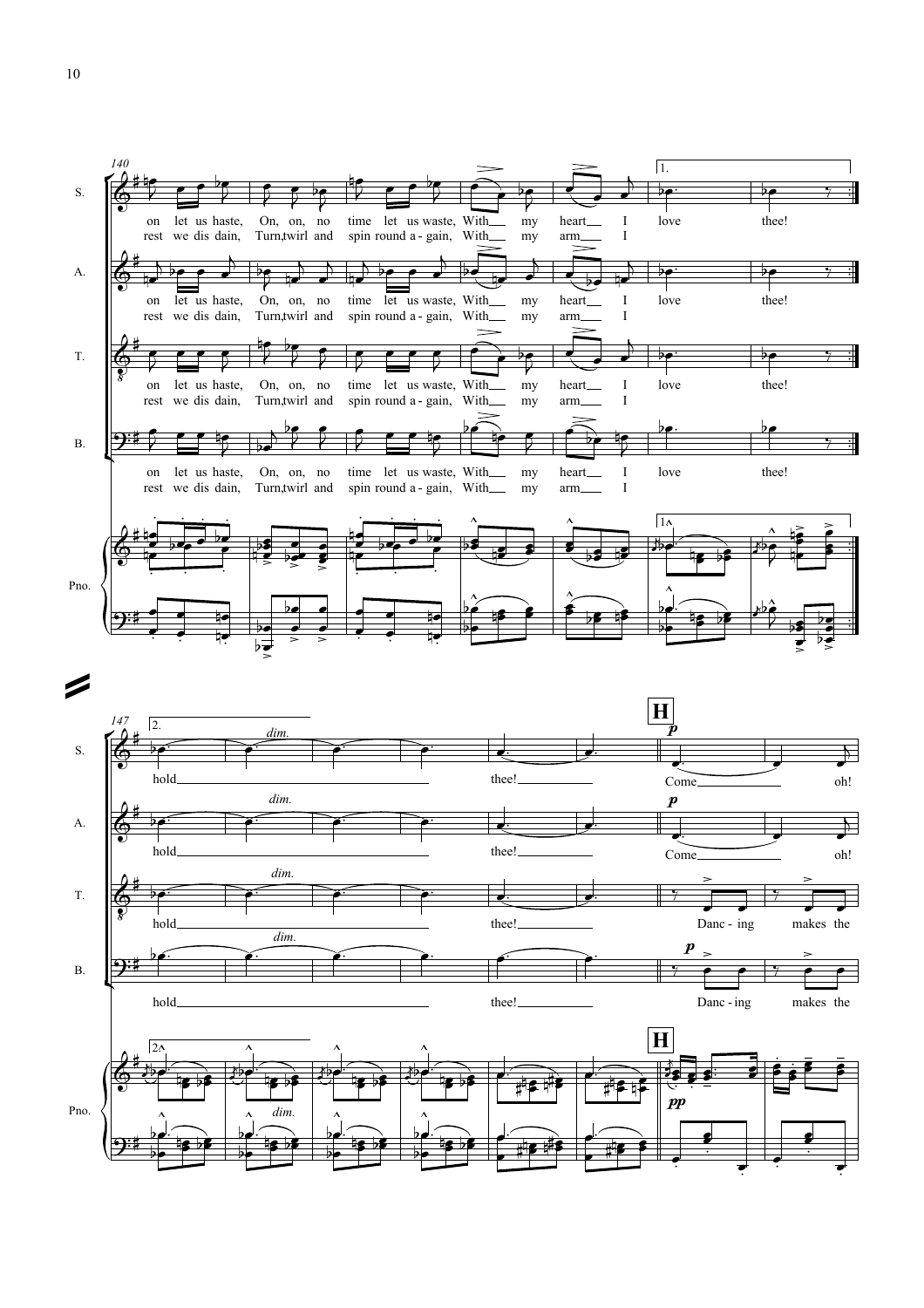140

S. on let us haste, On, on, no time let us waste, With my heart I love thee!
rest we dis dain, Turn,twirl and spin round a - gain, With my arm I

A. on let us haste, On, on, no time let us waste, With my heart I love thee!
rest we dis dain, Turn,twirl and spin round a - gain, With my arm I

T. on let us haste, On, on, no time let us waste, With my heart I love thee!
rest we dis dain, Turn,twirl and spin round a - gain, With my arm I

B. on let us haste, On, on, no time let us waste, With my heart I love thee!
rest we dis dain, Turn,twirl and spin round a - gain, With my arm I

Pno.

147

S. *dim.* hold thee! **H** *p* Come oh!

A. *dim.* hold thee! *p* Come oh!

T. *dim.* hold thee! Danc - ing makes the

B. *dim.* hold thee! *p* Danc - ing makes the

Pno. *dim.* **H** *pp*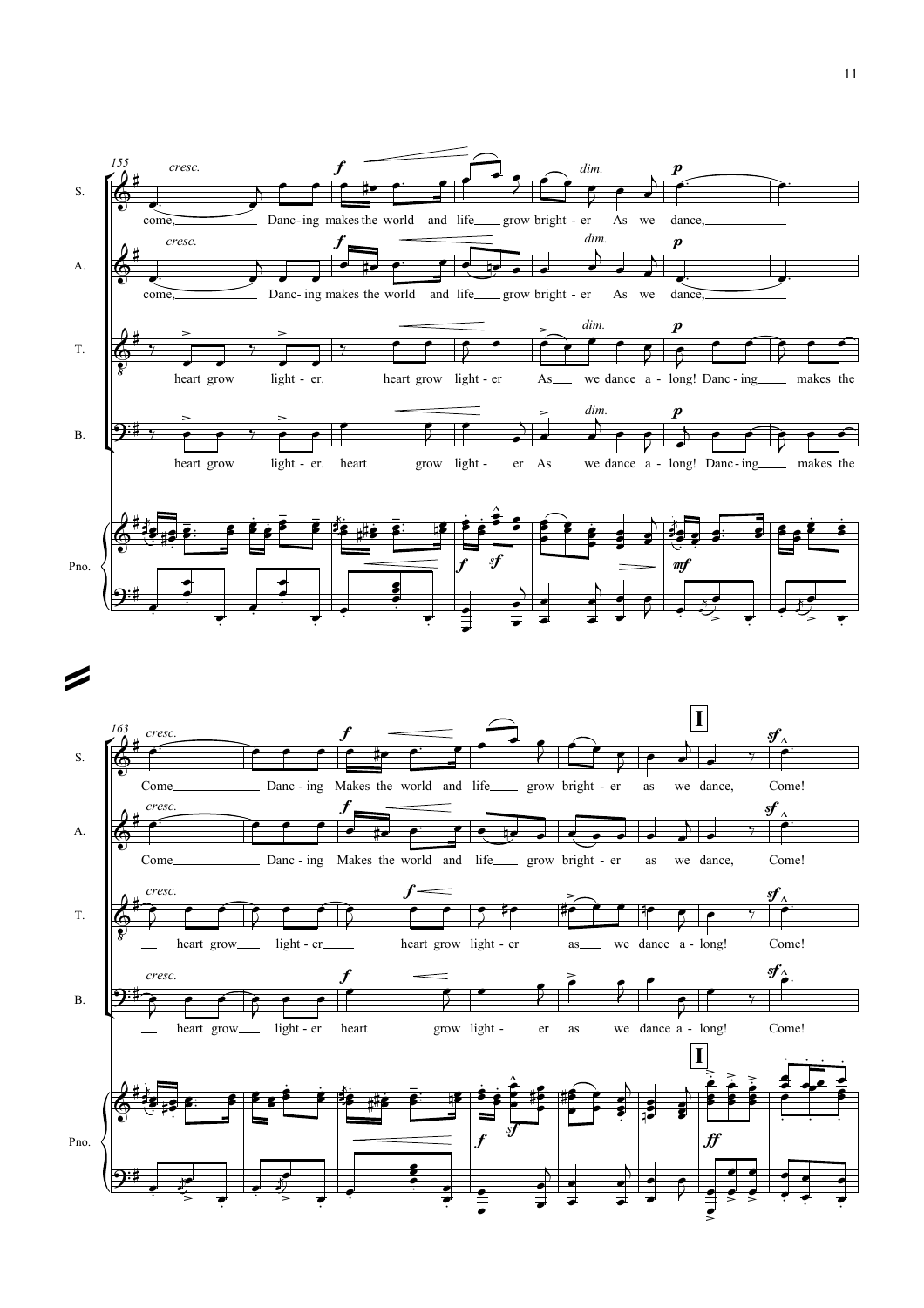155

S. *cresc.* come, Danc-ing makes the world and life grow bright-er As we dance,

A. *cresc.* come, Danc-ing makes the world and life grow bright-er As we dance,

T. heart grow light-er. heart grow light-er As we dance a-long! Danc-ing makes the

B. heart grow light-er. heart grow light-er As we dance a-long! Danc-ing makes the

Pno.

163

S. *cresc.* Come Danc-ing Makes the world and life grow bright-er as we dance, Come!

A. *cresc.* Come Danc-ing Makes the world and life grow bright-er as we dance, Come!

T. *cresc.* heart grow light-er heart grow light-er as we dance a-long! Come!

B. *cresc.* heart grow light-er heart grow light-er as we dance a-long! Come!

Pno.

**I**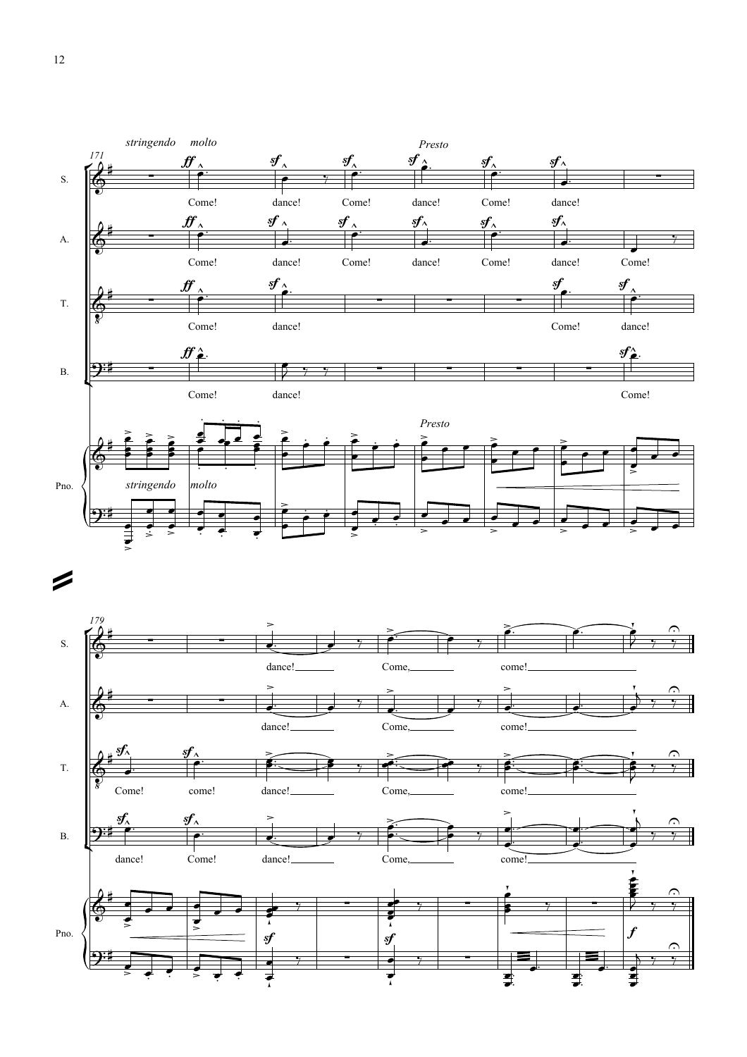stringendo molto

Presto

S. Come! dance! Come! dance! Come! dance!

A. Come! dance! Come! dance! Come! dance! Come!

T. Come! dance! Come! dance!

B. Come! dance! Come!

Pno.

S. dance! Come, come!

A. dance! Come, come!

T. Come! come! dance! Come, come!

B. dance! Come! dance! Come, come!

Pno.